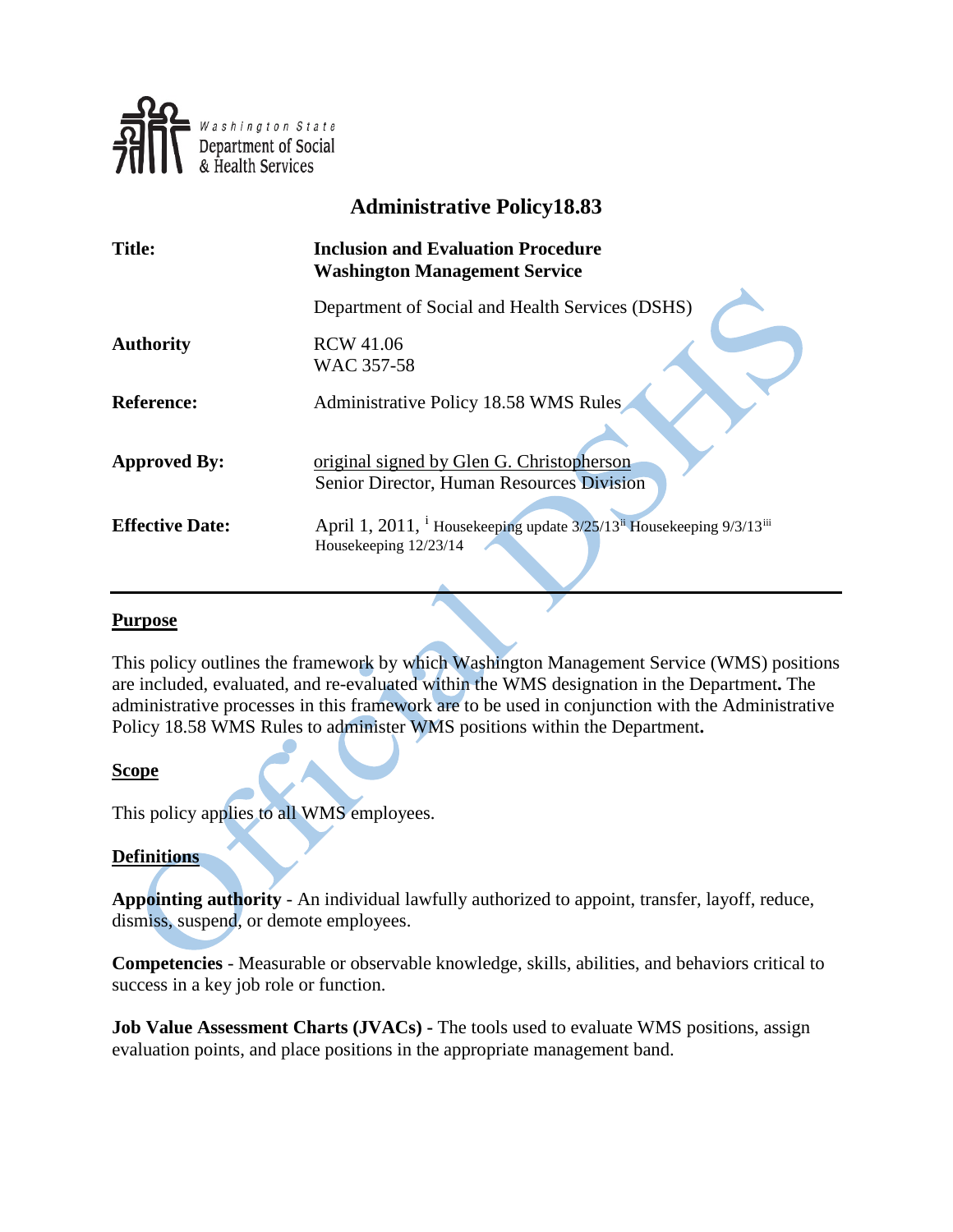Washington State Department of Social & Health Services

# Administrative Policy18.83

| | |
|---|---|
| **Title:** | **Inclusion and Evaluation Procedure Washington Management Service** |
| | Department of Social and Health Services (DSHS) |
| **Authority** | RCW 41.06<br>WAC 357-58 |
| **Reference:** | Administrative Policy 18.58 WMS Rules |
| **Approved By:** | original signed by Glen G. Christopherson<br>Senior Director, Human Resources Division |
| **Effective Date:** | April 1, 2011, [i] Housekeeping update 3/25/13[ii] Housekeeping 9/3/13[iii] Housekeeping 12/23/14 |

---

## Purpose

This policy outlines the framework by which Washington Management Service (WMS) positions are included, evaluated, and re-evaluated within the WMS designation in the Department**.** The administrative processes in this framework are to be used in conjunction with the Administrative Policy 18.58 WMS Rules to administer WMS positions within the Department**.**

## Scope

This policy applies to all WMS employees.

## Definitions

**Appointing authority** - An individual lawfully authorized to appoint, transfer, layoff, reduce, dismiss, suspend, or demote employees.

**Competencies** - Measurable or observable knowledge, skills, abilities, and behaviors critical to success in a key job role or function.

**Job Value Assessment Charts (JVACs) -** The tools used to evaluate WMS positions, assign evaluation points, and place positions in the appropriate management band.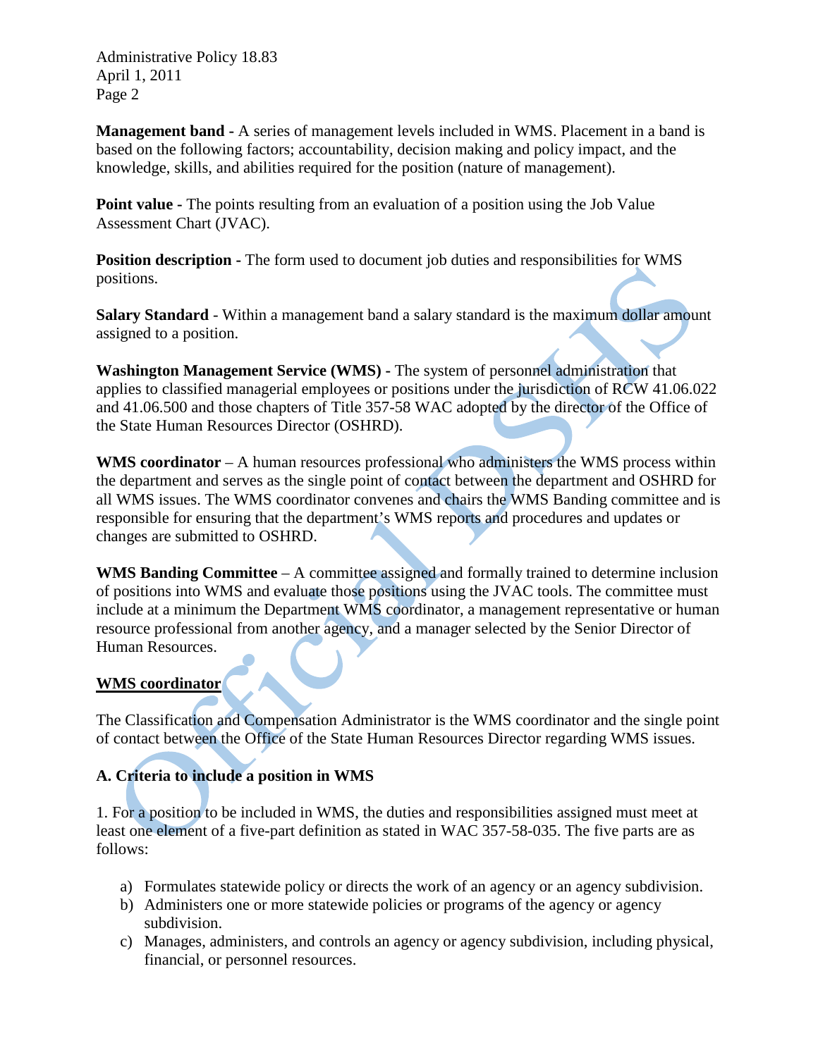**Management band -** A series of management levels included in WMS. Placement in a band is based on the following factors; accountability, decision making and policy impact, and the knowledge, skills, and abilities required for the position (nature of management).

**Point value -** The points resulting from an evaluation of a position using the Job Value Assessment Chart (JVAC).

**Position description -** The form used to document job duties and responsibilities for WMS positions.

**Salary Standard** - Within a management band a salary standard is the maximum dollar amount assigned to a position.

**Washington Management Service (WMS) -** The system of personnel administration that applies to classified managerial employees or positions under the jurisdiction of RCW 41.06.022 and 41.06.500 and those chapters of Title 357-58 WAC adopted by the director of the Office of the State Human Resources Director (OSHRD).

**WMS coordinator** – A human resources professional who administers the WMS process within the department and serves as the single point of contact between the department and OSHRD for all WMS issues. The WMS coordinator convenes and chairs the WMS Banding committee and is responsible for ensuring that the department's WMS reports and procedures and updates or changes are submitted to OSHRD.

**WMS Banding Committee** – A committee assigned and formally trained to determine inclusion of positions into WMS and evaluate those positions using the JVAC tools. The committee must include at a minimum the Department WMS coordinator, a management representative or human resource professional from another agency, and a manager selected by the Senior Director of Human Resources.

**WMS coordinator**

The Classification and Compensation Administrator is the WMS coordinator and the single point of contact between the Office of the State Human Resources Director regarding WMS issues.

**A. Criteria to include a position in WMS**

1. For a position to be included in WMS, the duties and responsibilities assigned must meet at least one element of a five-part definition as stated in WAC 357-58-035. The five parts are as follows:

a) Formulates statewide policy or directs the work of an agency or an agency subdivision.
b) Administers one or more statewide policies or programs of the agency or agency subdivision.
c) Manages, administers, and controls an agency or agency subdivision, including physical, financial, or personnel resources.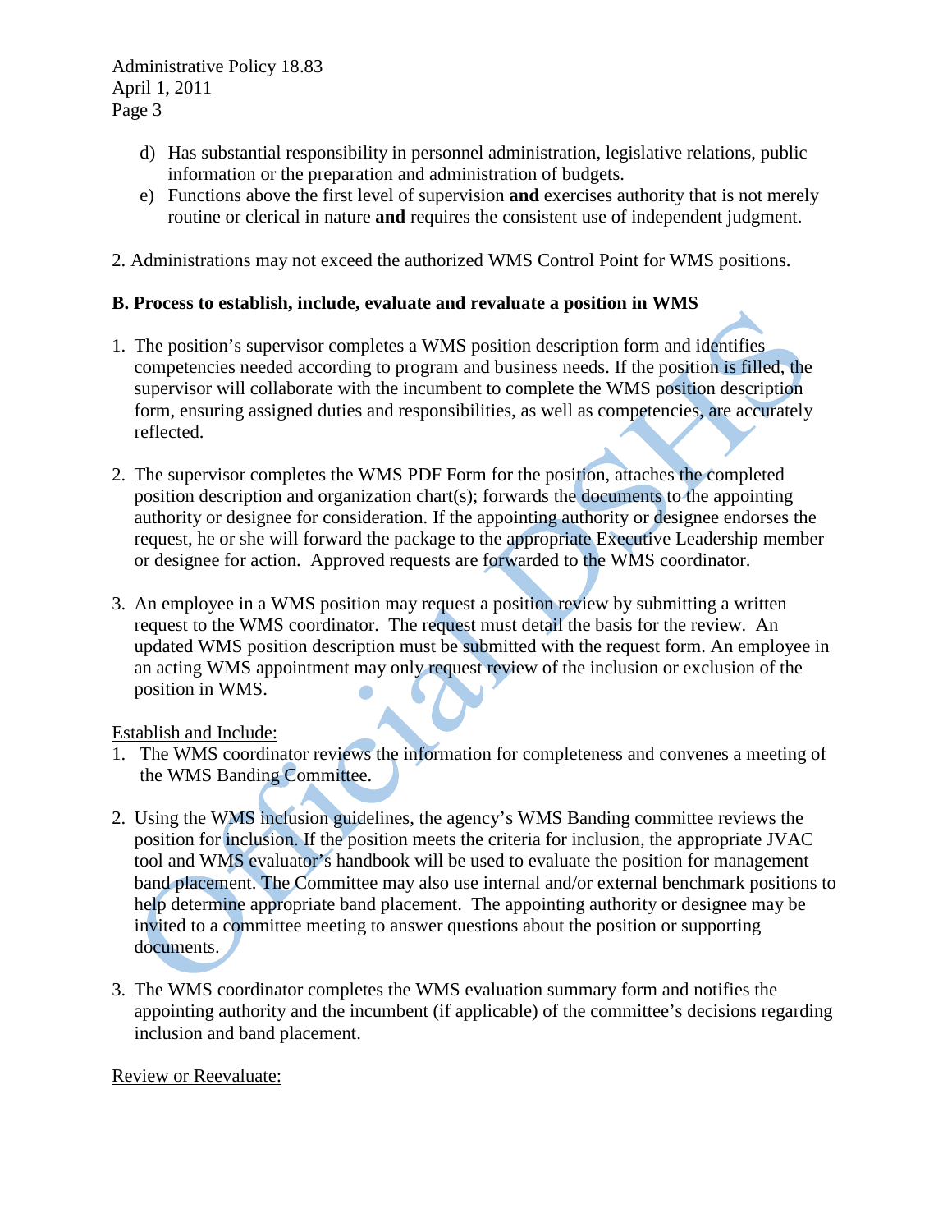d) Has substantial responsibility in personnel administration, legislative relations, public information or the preparation and administration of budgets.
e) Functions above the first level of supervision **and** exercises authority that is not merely routine or clerical in nature **and** requires the consistent use of independent judgment.

2. Administrations may not exceed the authorized WMS Control Point for WMS positions.

**B. Process to establish, include, evaluate and revaluate a position in WMS**

1. The position's supervisor completes a WMS position description form and identifies competencies needed according to program and business needs. If the position is filled, the supervisor will collaborate with the incumbent to complete the WMS position description form, ensuring assigned duties and responsibilities, as well as competencies, are accurately reflected.

2. The supervisor completes the WMS PDF Form for the position, attaches the completed position description and organization chart(s); forwards the documents to the appointing authority or designee for consideration. If the appointing authority or designee endorses the request, he or she will forward the package to the appropriate Executive Leadership member or designee for action. Approved requests are forwarded to the WMS coordinator.

3. An employee in a WMS position may request a position review by submitting a written request to the WMS coordinator. The request must detail the basis for the review. An updated WMS position description must be submitted with the request form. An employee in an acting WMS appointment may only request review of the inclusion or exclusion of the position in WMS.

Establish and Include:

1. The WMS coordinator reviews the information for completeness and convenes a meeting of the WMS Banding Committee.

2. Using the WMS inclusion guidelines, the agency's WMS Banding committee reviews the position for inclusion. If the position meets the criteria for inclusion, the appropriate JVAC tool and WMS evaluator's handbook will be used to evaluate the position for management band placement. The Committee may also use internal and/or external benchmark positions to help determine appropriate band placement. The appointing authority or designee may be invited to a committee meeting to answer questions about the position or supporting documents.

3. The WMS coordinator completes the WMS evaluation summary form and notifies the appointing authority and the incumbent (if applicable) of the committee's decisions regarding inclusion and band placement.

Review or Reevaluate: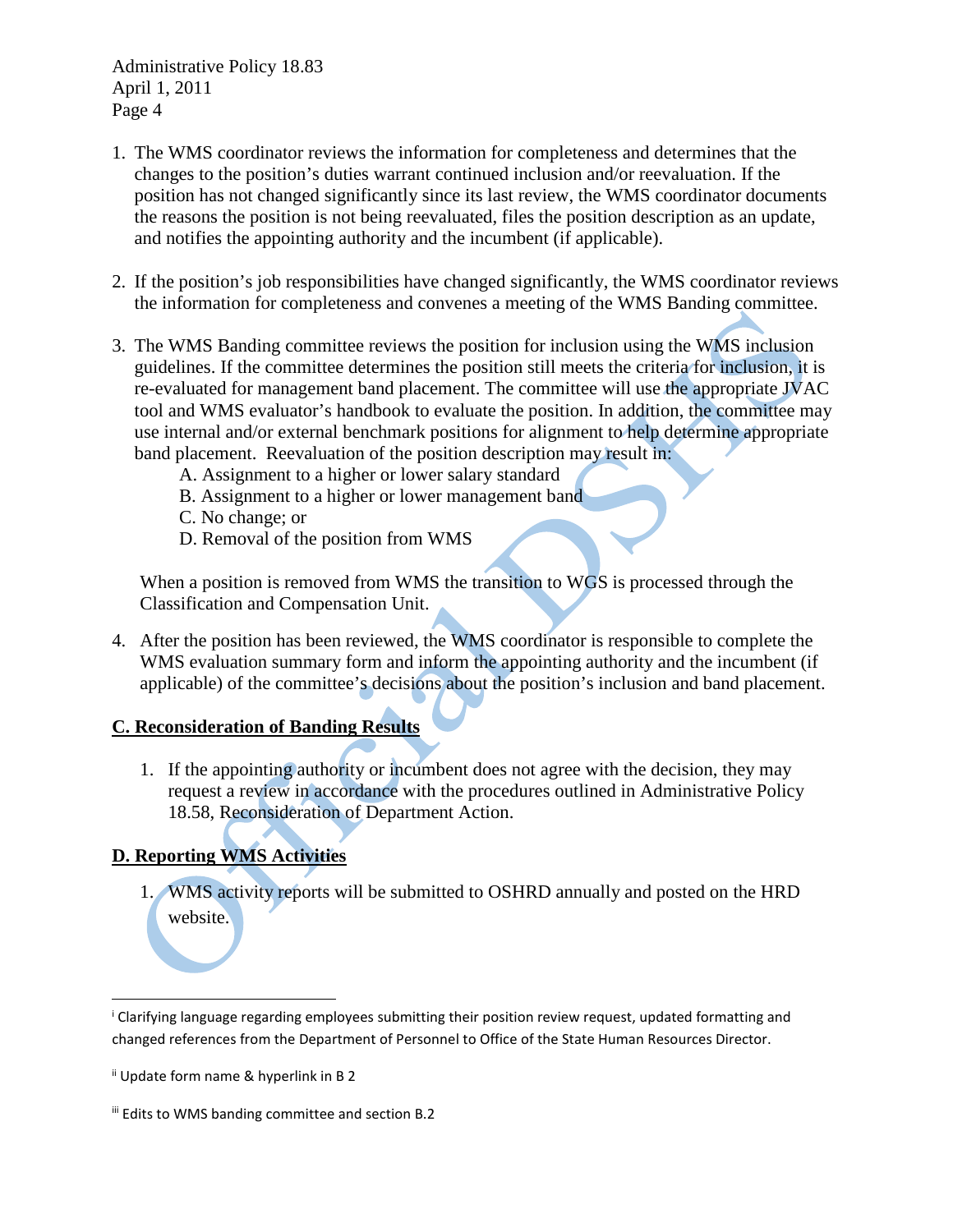1. The WMS coordinator reviews the information for completeness and determines that the changes to the position's duties warrant continued inclusion and/or reevaluation. If the position has not changed significantly since its last review, the WMS coordinator documents the reasons the position is not being reevaluated, files the position description as an update, and notifies the appointing authority and the incumbent (if applicable).

2. If the position's job responsibilities have changed significantly, the WMS coordinator reviews the information for completeness and convenes a meeting of the WMS Banding committee.

3. The WMS Banding committee reviews the position for inclusion using the WMS inclusion guidelines. If the committee determines the position still meets the criteria for inclusion, it is re-evaluated for management band placement. The committee will use the appropriate JVAC tool and WMS evaluator's handbook to evaluate the position. In addition, the committee may use internal and/or external benchmark positions for alignment to help determine appropriate band placement. Reevaluation of the position description may result in:
   - A. Assignment to a higher or lower salary standard
   - B. Assignment to a higher or lower management band
   - C. No change; or
   - D. Removal of the position from WMS

   When a position is removed from WMS the transition to WGS is processed through the Classification and Compensation Unit.

4. After the position has been reviewed, the WMS coordinator is responsible to complete the WMS evaluation summary form and inform the appointing authority and the incumbent (if applicable) of the committee's decisions about the position's inclusion and band placement.

**C. Reconsideration of Banding Results**

1. If the appointing authority or incumbent does not agree with the decision, they may request a review in accordance with the procedures outlined in Administrative Policy 18.58, Reconsideration of Department Action.

**D. Reporting WMS Activities**

1. WMS activity reports will be submitted to OSHRD annually and posted on the HRD website.

---

[i] Clarifying language regarding employees submitting their position review request, updated formatting and changed references from the Department of Personnel to Office of the State Human Resources Director.

[ii] Update form name & hyperlink in B 2

[iii] Edits to WMS banding committee and section B.2